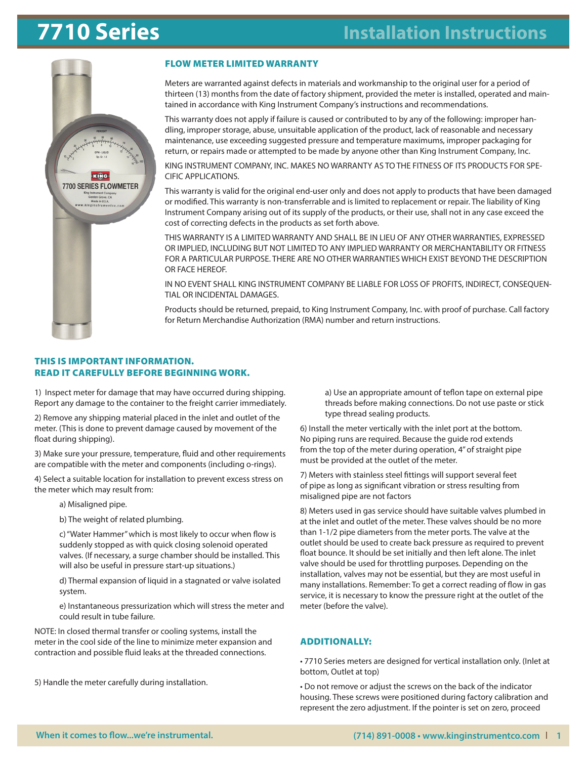# 7710 Series

## Installation Instructions

### FLOW METER LIMITED WARRANTY

Meters are warranted against defects in materials and workmanship to the original user for a period of thirteen (13) months from the date of factory shipment, provided the meter is installed, operated and maintained in accordance with King Instrument Company's instructions and recommendations.

This warranty does not apply if failure is caused or contributed to by any of the following: improper handling, improper storage, abuse, unsuitable application of the product, lack of reasonable and necessary maintenance, use exceeding suggested pressure and temperature maximums, improper packaging for return, or repairs made or attempted to be made by anyone other than King Instrument Company, Inc.

KING INSTRUMENT COMPANY, INC. MAKES NO WARRANTY AS TO THE FITNESS OF ITS PRODUCTS FOR SPECIFIC APPLICATIONS.

This warranty is valid for the original end-user only and does not apply to products that have been damaged or modified. This warranty is non-transferrable and is limited to replacement or repair. The liability of King Instrument Company arising out of its supply of the products, or their use, shall not in any case exceed the cost of correcting defects in the products as set forth above.

THIS WARRANTY IS A LIMITED WARRANTY AND SHALL BE IN LIEU OF ANY OTHER WARRANTIES, EXPRESSED OR IMPLIED, INCLUDING BUT NOT LIMITED TO ANY IMPLIED WARRANTY OR MERCHANTABILITY OR FITNESS FOR A PARTICULAR PURPOSE. THERE ARE NO OTHER WARRANTIES WHICH EXIST BEYOND THE DESCRIPTION OR FACE HEREOF.

IN NO EVENT SHALL KING INSTRUMENT COMPANY BE LIABLE FOR LOSS OF PROFITS, INDIRECT, CONSEQUENTIAL OR INCIDENTAL DAMAGES.

Products should be returned, prepaid, to King Instrument Company, Inc. with proof of purchase. Call factory for Return Merchandise Authorization (RMA) number and return instructions.

### THIS IS IMPORTANT INFORMATION. READ IT CAREFULLY BEFORE BEGINNING WORK.

1) Inspect meter for damage that may have occurred during shipping. Report any damage to the container to the freight carrier immediately.

2) Remove any shipping material placed in the inlet and outlet of the meter. (This is done to prevent damage caused by movement of the float during shipping).

3) Make sure your pressure, temperature, fluid and other requirements are compatible with the meter and components (including o-rings).

4) Select a suitable location for installation to prevent excess stress on the meter which may result from:

> a) Misaligned pipe.
>
> b) The weight of related plumbing.
>
> c) "Water Hammer" which is most likely to occur when flow is suddenly stopped as with quick closing solenoid operated valves. (If necessary, a surge chamber should be installed. This will also be useful in pressure start-up situations.)
>
> d) Thermal expansion of liquid in a stagnated or valve isolated system.
>
> e) Instantaneous pressurization which will stress the meter and could result in tube failure.

NOTE: In closed thermal transfer or cooling systems, install the meter in the cool side of the line to minimize meter expansion and contraction and possible fluid leaks at the threaded connections.

5) Handle the meter carefully during installation.

> a) Use an appropriate amount of teflon tape on external pipe threads before making connections. Do not use paste or stick type thread sealing products.

6) Install the meter vertically with the inlet port at the bottom. No piping runs are required. Because the guide rod extends from the top of the meter during operation, 4" of straight pipe must be provided at the outlet of the meter.

7) Meters with stainless steel fittings will support several feet of pipe as long as significant vibration or stress resulting from misaligned pipe are not factors

8) Meters used in gas service should have suitable valves plumbed in at the inlet and outlet of the meter. These valves should be no more than 1-1/2 pipe diameters from the meter ports. The valve at the outlet should be used to create back pressure as required to prevent float bounce. It should be set initially and then left alone. The inlet valve should be used for throttling purposes. Depending on the installation, valves may not be essential, but they are most useful in many installations. Remember: To get a correct reading of flow in gas service, it is necessary to know the pressure right at the outlet of the meter (before the valve).

### ADDITIONALLY:

- 7710 Series meters are designed for vertical installation only. (Inlet at bottom, Outlet at top)
- Do not remove or adjust the screws on the back of the indicator housing. These screws were positioned during factory calibration and represent the zero adjustment. If the pointer is set on zero, proceed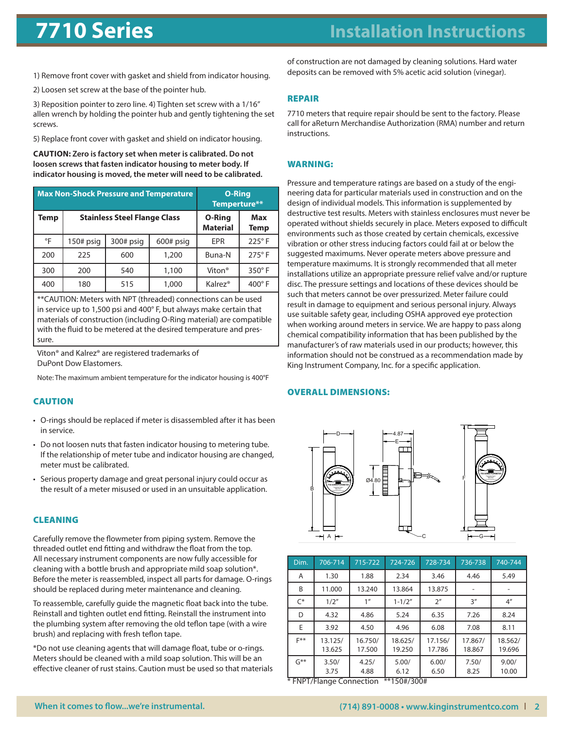1) Remove front cover with gasket and shield from indicator housing.

2) Loosen set screw at the base of the pointer hub.

3) Reposition pointer to zero line. 4) Tighten set screw with a 1/16" allen wrench by holding the pointer hub and gently tightening the set screws.

5) Replace front cover with gasket and shield on indicator housing.

**CAUTION: Zero is factory set when meter is calibrated. Do not loosen screws that fasten indicator housing to meter body. If indicator housing is moved, the meter will need to be calibrated.**

| Max Non-Shock Pressure and Temperature | | | | O-Ring Temperture** | |
|---|---|---|---|---|---|
| **Temp** | **Stainless Steel Flange Class** | | | **O-Ring Material** | **Max Temp** |
| °F | 150# psig | 300# psig | 600# psig | EPR | 225° F |
| 200 | 225 | 600 | 1,200 | Buna-N | 275° F |
| 300 | 200 | 540 | 1,100 | Viton® | 350° F |
| 400 | 180 | 515 | 1,000 | Kalrez® | 400° F |

**CAUTION: Meters with NPT (threaded) connections can be used in service up to 1,500 psi and 400° F, but always make certain that materials of construction (including O-Ring material) are compatible with the fluid to be metered at the desired temperature and pressure.

Viton® and Kalrez® are registered trademarks of DuPont Dow Elastomers.

Note: The maximum ambient temperature for the indicator housing is 400°F

## CAUTION

- O-rings should be replaced if meter is disassembled after it has been in service.
- Do not loosen nuts that fasten indicator housing to metering tube. If the relationship of meter tube and indicator housing are changed, meter must be calibrated.
- Serious property damage and great personal injury could occur as the result of a meter misused or used in an unsuitable application.

## CLEANING

Carefully remove the flowmeter from piping system. Remove the threaded outlet end fitting and withdraw the float from the top. All necessary instrument components are now fully accessible for cleaning with a bottle brush and appropriate mild soap solution*. Before the meter is reassembled, inspect all parts for damage. O-rings should be replaced during meter maintenance and cleaning.

To reassemble, carefully guide the magnetic float back into the tube. Reinstall and tighten outlet end fitting. Reinstall the instrument into the plumbing system after removing the old teflon tape (with a wire brush) and replacing with fresh teflon tape.

*Do not use cleaning agents that will damage float, tube or o-rings. Meters should be cleaned with a mild soap solution. This will be an effective cleaner of rust stains. Caution must be used so that materials of construction are not damaged by cleaning solutions. Hard water deposits can be removed with 5% acetic acid solution (vinegar).

## REPAIR

7710 meters that require repair should be sent to the factory. Please call for aReturn Merchandise Authorization (RMA) number and return instructions.

## WARNING:

Pressure and temperature ratings are based on a study of the engineering data for particular materials used in construction and on the design of individual models. This information is supplemented by destructive test results. Meters with stainless enclosures must never be operated without shields securely in place. Meters exposed to difficult environments such as those created by certain chemicals, excessive vibration or other stress inducing factors could fail at or below the suggested maximums. Never operate meters above pressure and temperature maximums. It is strongly recommended that all meter installations utilize an appropriate pressure relief valve and/or rupture disc. The pressure settings and locations of these devices should be such that meters cannot be over pressurized. Meter failure could result in damage to equipment and serious personal injury. Always use suitable safety gear, including OSHA approved eye protection when working around meters in service. We are happy to pass along chemical compatibility information that has been published by the manufacturer's of raw materials used in our products; however, this information should not be construed as a recommendation made by King Instrument Company, Inc. for a specific application.

## OVERALL DIMENSIONS:

| Dim. | 706-714 | 715-722 | 724-726 | 728-734 | 736-738 | 740-744 |
|---|---|---|---|---|---|---|
| A | 1.30 | 1.88 | 2.34 | 3.46 | 4.46 | 5.49 |
| B | 11.000 | 13.240 | 13.864 | 13.875 | - | - |
| C* | 1/2" | 1" | 1-1/2" | 2" | 3" | 4" |
| D | 4.32 | 4.86 | 5.24 | 6.35 | 7.26 | 8.24 |
| E | 3.92 | 4.50 | 4.96 | 6.08 | 7.08 | 8.11 |
| F** | 13.125/ 13.625 | 16.750/ 17.500 | 18.625/ 19.250 | 17.156/ 17.786 | 17.867/ 18.867 | 18.562/ 19.696 |
| G** | 3.50/ 3.75 | 4.25/ 4.88 | 5.00/ 6.12 | 6.00/ 6.50 | 7.50/ 8.25 | 9.00/ 10.00 |

* FNPT/Flange Connection **150#/300#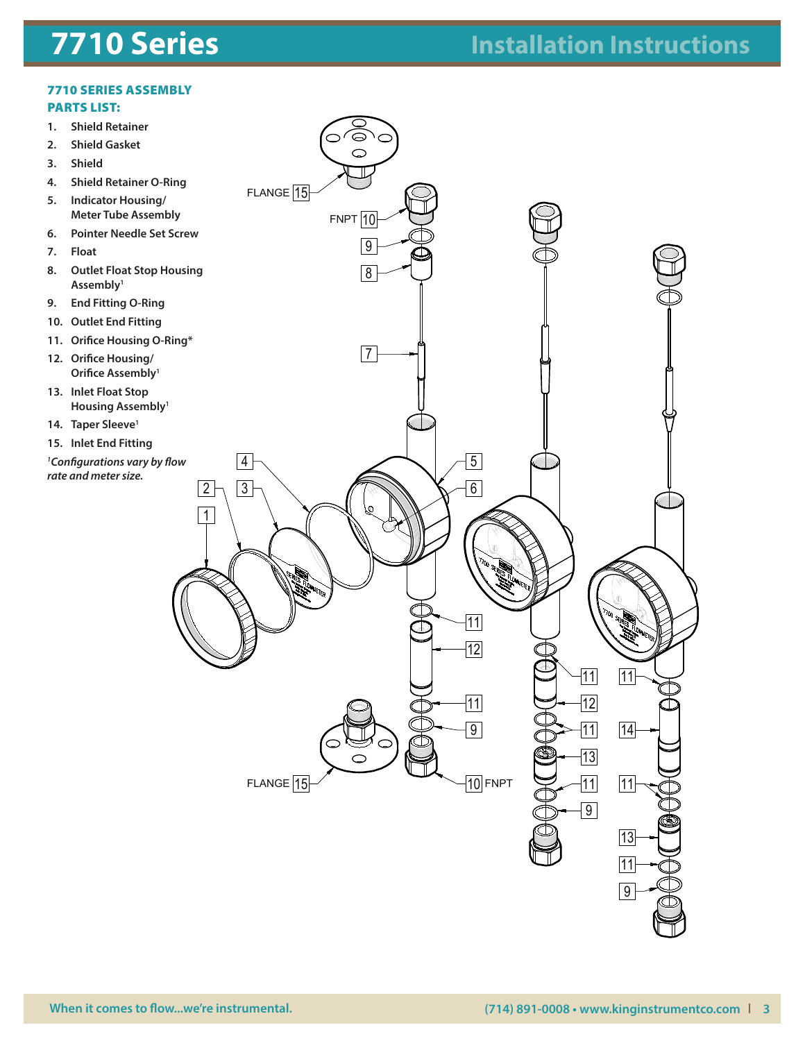## 7710 SERIES ASSEMBLY PARTS LIST:

1. Shield Retainer
2. Shield Gasket
3. Shield
4. Shield Retainer O-Ring
5. Indicator Housing/ Meter Tube Assembly
6. Pointer Needle Set Screw
7. Float
8. Outlet Float Stop Housing Assembly[1]
9. End Fitting O-Ring
10. Outlet End Fitting
11. Orifice Housing O-Ring*
12. Orifice Housing/ Orifice Assembly[1]
13. Inlet Float Stop Housing Assembly[1]
14. Taper Sleeve[1]
15. Inlet End Fitting

*[1]Configurations vary by flow rate and meter size.*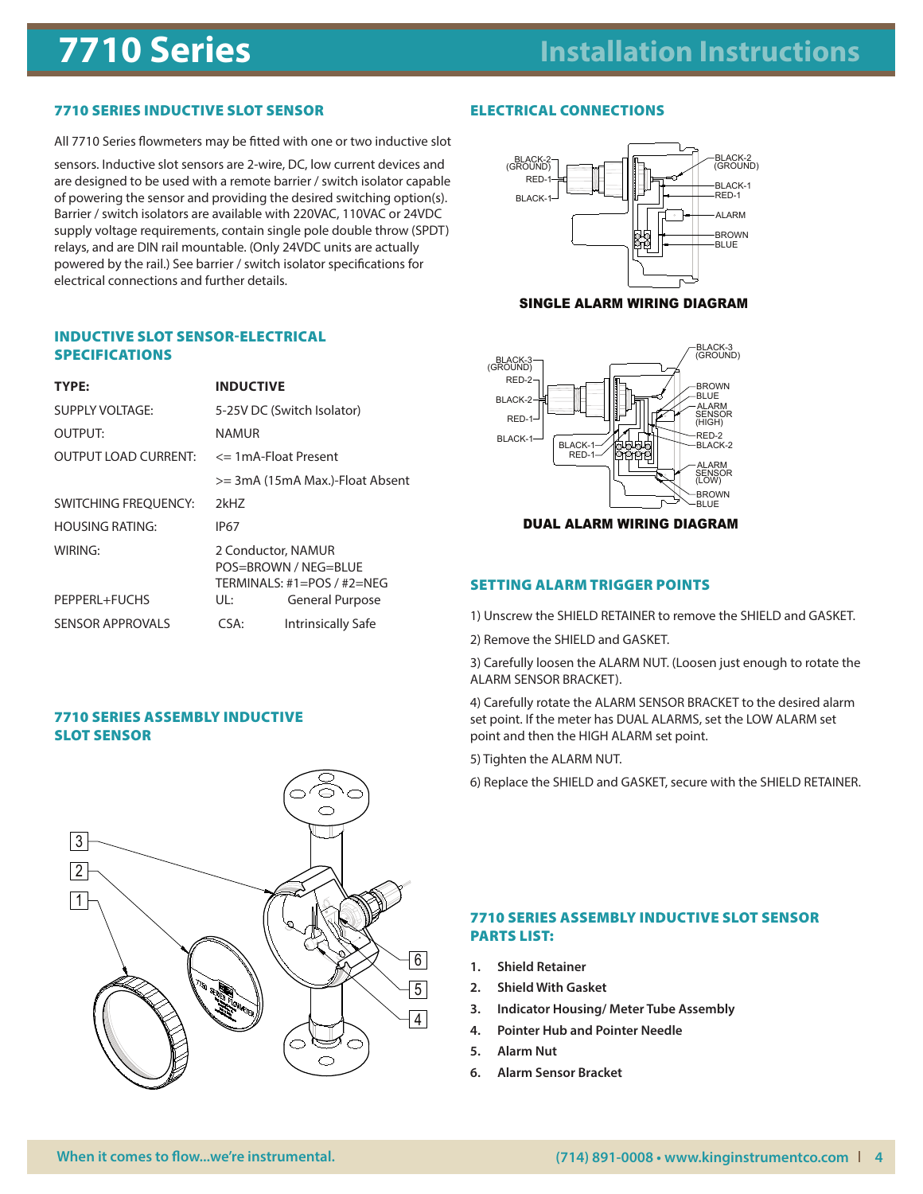## 7710 SERIES INDUCTIVE SLOT SENSOR

All 7710 Series flowmeters may be fitted with one or two inductive slot sensors. Inductive slot sensors are 2-wire, DC, low current devices and are designed to be used with a remote barrier / switch isolator capable of powering the sensor and providing the desired switching option(s). Barrier / switch isolators are available with 220VAC, 110VAC or 24VDC supply voltage requirements, contain single pole double throw (SPDT) relays, and are DIN rail mountable. (Only 24VDC units are actually powered by the rail.) See barrier / switch isolator specifications for electrical connections and further details.

## INDUCTIVE SLOT SENSOR-ELECTRICAL SPECIFICATIONS

| TYPE: | INDUCTIVE |
|---|---|
| SUPPLY VOLTAGE: | 5-25V DC (Switch Isolator) |
| OUTPUT: | NAMUR |
| OUTPUT LOAD CURRENT: | <= 1mA-Float Present |
| | >= 3mA (15mA Max.)-Float Absent |
| SWITCHING FREQUENCY: | 2kHZ |
| HOUSING RATING: | IP67 |
| WIRING: | 2 Conductor, NAMUR POS=BROWN / NEG=BLUE TERMINALS: #1=POS / #2=NEG |
| PEPPERL+FUCHS | UL: General Purpose |
| SENSOR APPROVALS | CSA: Intrinsically Safe |

## 7710 SERIES ASSEMBLY INDUCTIVE SLOT SENSOR

## ELECTRICAL CONNECTIONS

**SINGLE ALARM WIRING DIAGRAM**

**DUAL ALARM WIRING DIAGRAM**

## SETTING ALARM TRIGGER POINTS

1) Unscrew the SHIELD RETAINER to remove the SHIELD and GASKET.

2) Remove the SHIELD and GASKET.

3) Carefully loosen the ALARM NUT. (Loosen just enough to rotate the ALARM SENSOR BRACKET).

4) Carefully rotate the ALARM SENSOR BRACKET to the desired alarm set point. If the meter has DUAL ALARMS, set the LOW ALARM set point and then the HIGH ALARM set point.

5) Tighten the ALARM NUT.

6) Replace the SHIELD and GASKET, secure with the SHIELD RETAINER.

## 7710 SERIES ASSEMBLY INDUCTIVE SLOT SENSOR PARTS LIST:

1. **Shield Retainer**
2. **Shield With Gasket**
3. **Indicator Housing/ Meter Tube Assembly**
4. **Pointer Hub and Pointer Needle**
5. **Alarm Nut**
6. **Alarm Sensor Bracket**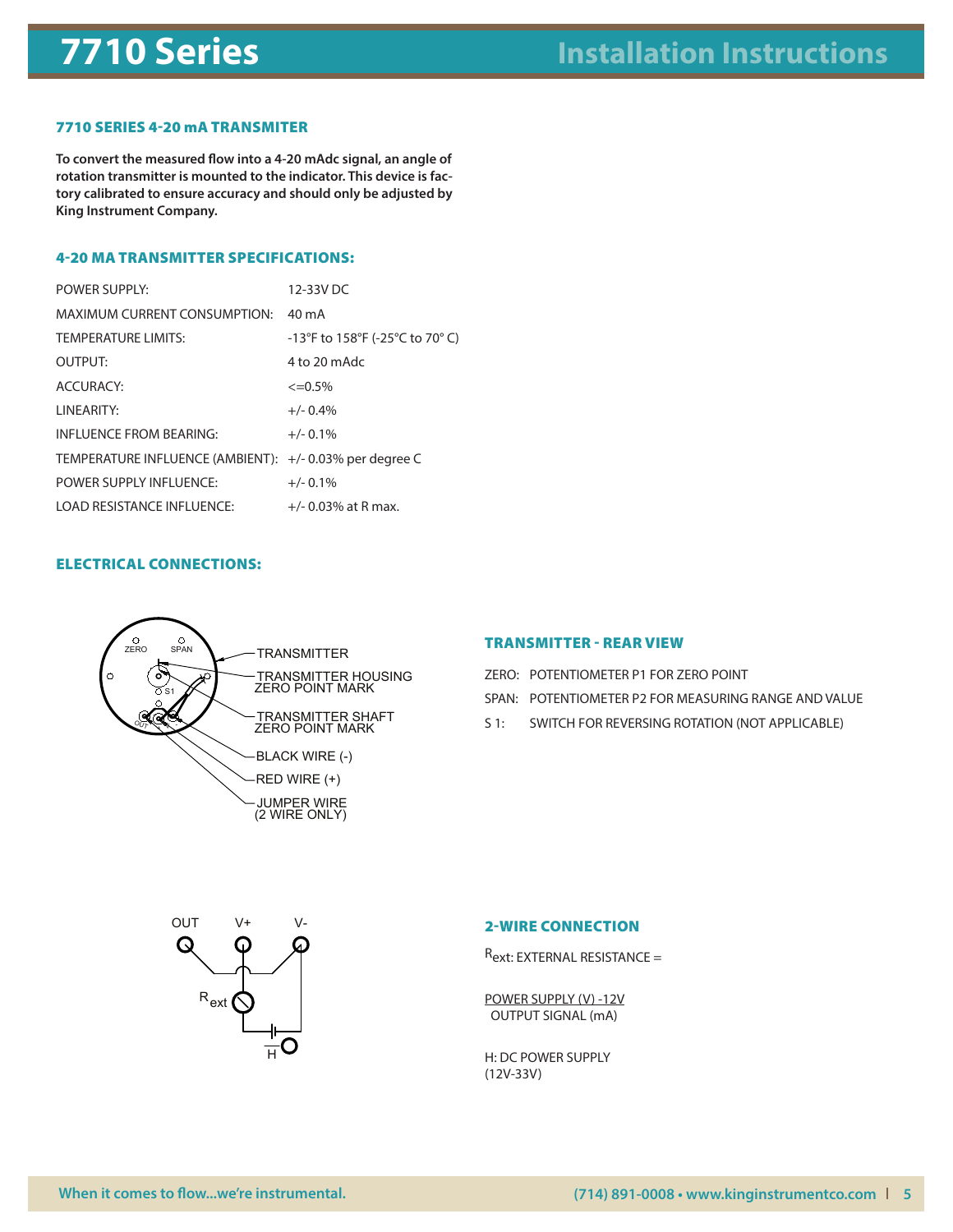## 7710 SERIES 4-20 mA TRANSMITER

**To convert the measured flow into a 4-20 mAdc signal, an angle of rotation transmitter is mounted to the indicator. This device is factory calibrated to ensure accuracy and should only be adjusted by King Instrument Company.**

## 4-20 MA TRANSMITTER SPECIFICATIONS:

| | |
|---|---|
| POWER SUPPLY: | 12-33V DC |
| MAXIMUM CURRENT CONSUMPTION: | 40 mA |
| TEMPERATURE LIMITS: | -13°F to 158°F (-25°C to 70° C) |
| OUTPUT: | 4 to 20 mAdc |
| ACCURACY: | <=0.5% |
| LINEARITY: | +/- 0.4% |
| INFLUENCE FROM BEARING: | +/- 0.1% |
| TEMPERATURE INFLUENCE (AMBIENT): | +/- 0.03% per degree C |
| POWER SUPPLY INFLUENCE: | +/- 0.1% |
| LOAD RESISTANCE INFLUENCE: | +/- 0.03% at R max. |

## ELECTRICAL CONNECTIONS:

ZERO
SPAN
S1
OUT
TRANSMITTER
TRANSMITTER HOUSING ZERO POINT MARK
TRANSMITTER SHAFT ZERO POINT MARK
BLACK WIRE (-)
RED WIRE (+)
JUMPER WIRE (2 WIRE ONLY)

## TRANSMITTER - REAR VIEW

ZERO: POTENTIOMETER P1 FOR ZERO POINT

SPAN: POTENTIOMETER P2 FOR MEASURING RANGE AND VALUE

S 1: SWITCH FOR REVERSING ROTATION (NOT APPLICABLE)

OUT
V+
V-
$R_{ext}$
H

## 2-WIRE CONNECTION

$R_{ext}$: EXTERNAL RESISTANCE =

$$\frac{\text{POWER SUPPLY (V) -12V}}{\text{OUTPUT SIGNAL (mA)}}$$

H: DC POWER SUPPLY (12V-33V)